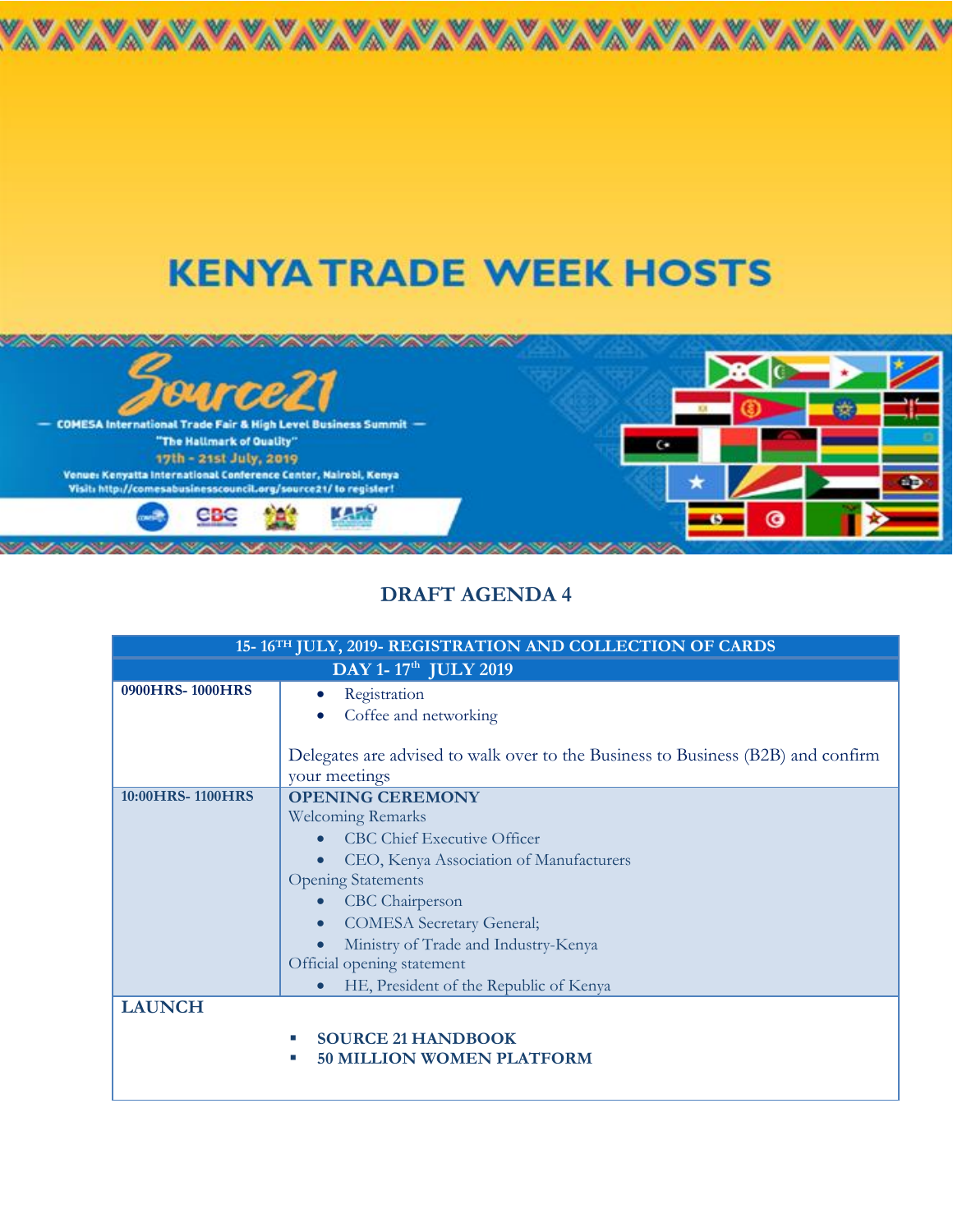# KENYA TRADE WEEK HOSTS

Source21

— COMESA International Trade Fair & High Level Business Summit —

"The Hallmark of Quality"

17th - 21st July, 2019

Venue: Kenyatta International Conference Center, Nairobi, Kenya

Visit: http://comesabusinesscouncil.org/source21/ to register!

## DRAFT AGENDA 4

| 15- 16TH JULY, 2019- REGISTRATION AND COLLECTION OF CARDS | |
|---|---|
| **DAY 1- 17th JULY 2019** | |
| **0900HRS- 1000HRS** | • Registration<br>• Coffee and networking<br><br>Delegates are advised to walk over to the Business to Business (B2B) and confirm your meetings |
| **10:00HRS- 1100HRS** | **OPENING CEREMONY**<br>Welcoming Remarks<br>• CBC Chief Executive Officer<br>• CEO, Kenya Association of Manufacturers<br>Opening Statements<br>• CBC Chairperson<br>• COMESA Secretary General;<br>• Ministry of Trade and Industry-Kenya<br>Official opening statement<br>• HE, President of the Republic of Kenya |
| **LAUNCH** | ▪ **SOURCE 21 HANDBOOK**<br>▪ **50 MILLION WOMEN PLATFORM** |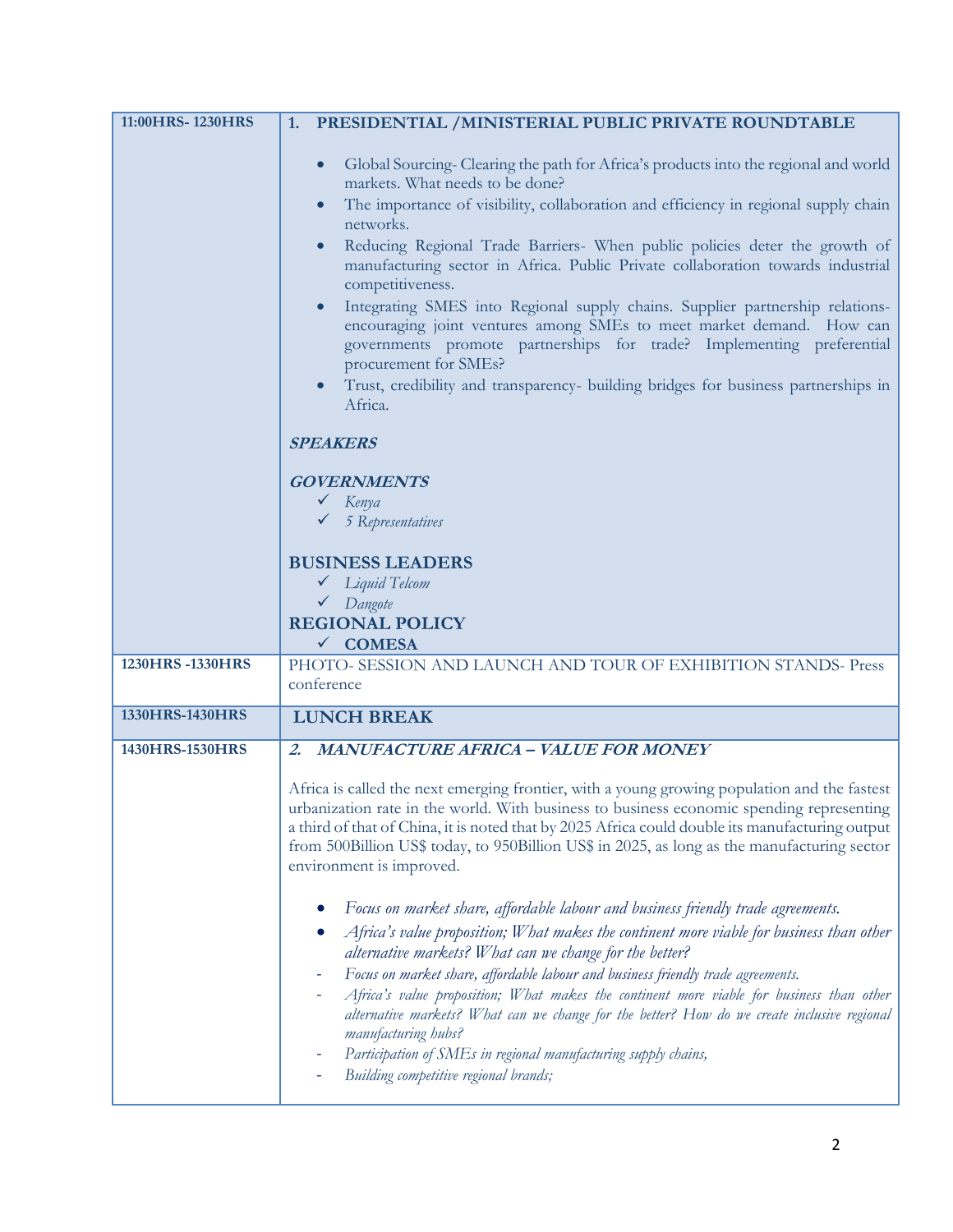| | |
|---|---|
| **11:00HRS- 1230HRS** | **1. PRESIDENTIAL /MINISTERIAL PUBLIC PRIVATE ROUNDTABLE**<br><br>• Global Sourcing- Clearing the path for Africa's products into the regional and world markets. What needs to be done?<br>• The importance of visibility, collaboration and efficiency in regional supply chain networks.<br>• Reducing Regional Trade Barriers- When public policies deter the growth of manufacturing sector in Africa. Public Private collaboration towards industrial competitiveness.<br>• Integrating SMES into Regional supply chains. Supplier partnership relations- encouraging joint ventures among SMEs to meet market demand. How can governments promote partnerships for trade? Implementing preferential procurement for SMEs?<br>• Trust, credibility and transparency- building bridges for business partnerships in Africa.<br><br>***SPEAKERS***<br><br>***GOVERNMENTS***<br>✓ *Kenya*<br>✓ *5 Representatives*<br><br>**BUSINESS LEADERS**<br>✓ *Liquid Telcom*<br>✓ *Dangote*<br>**REGIONAL POLICY**<br>✓ **COMESA** |
| **1230HRS -1330HRS** | PHOTO- SESSION AND LAUNCH AND TOUR OF EXHIBITION STANDS- Press conference |
| **1330HRS-1430HRS** | **LUNCH BREAK** |
| **1430HRS-1530HRS** | ***2. MANUFACTURE AFRICA – VALUE FOR MONEY***<br><br>Africa is called the next emerging frontier, with a young growing population and the fastest urbanization rate in the world. With business to business economic spending representing a third of that of China, it is noted that by 2025 Africa could double its manufacturing output from 500Billion US$ today, to 950Billion US$ in 2025, as long as the manufacturing sector environment is improved.<br><br>• *Focus on market share, affordable labour and business friendly trade agreements.*<br>• *Africa's value proposition; What makes the continent more viable for business than other alternative markets? What can we change for the better?*<br>- *Focus on market share, affordable labour and business friendly trade agreements.*<br>- *Africa's value proposition; What makes the continent more viable for business than other alternative markets? What can we change for the better? How do we create inclusive regional manufacturing hubs?*<br>- *Participation of SMEs in regional manufacturing supply chains,*<br>- *Building competitive regional brands;* |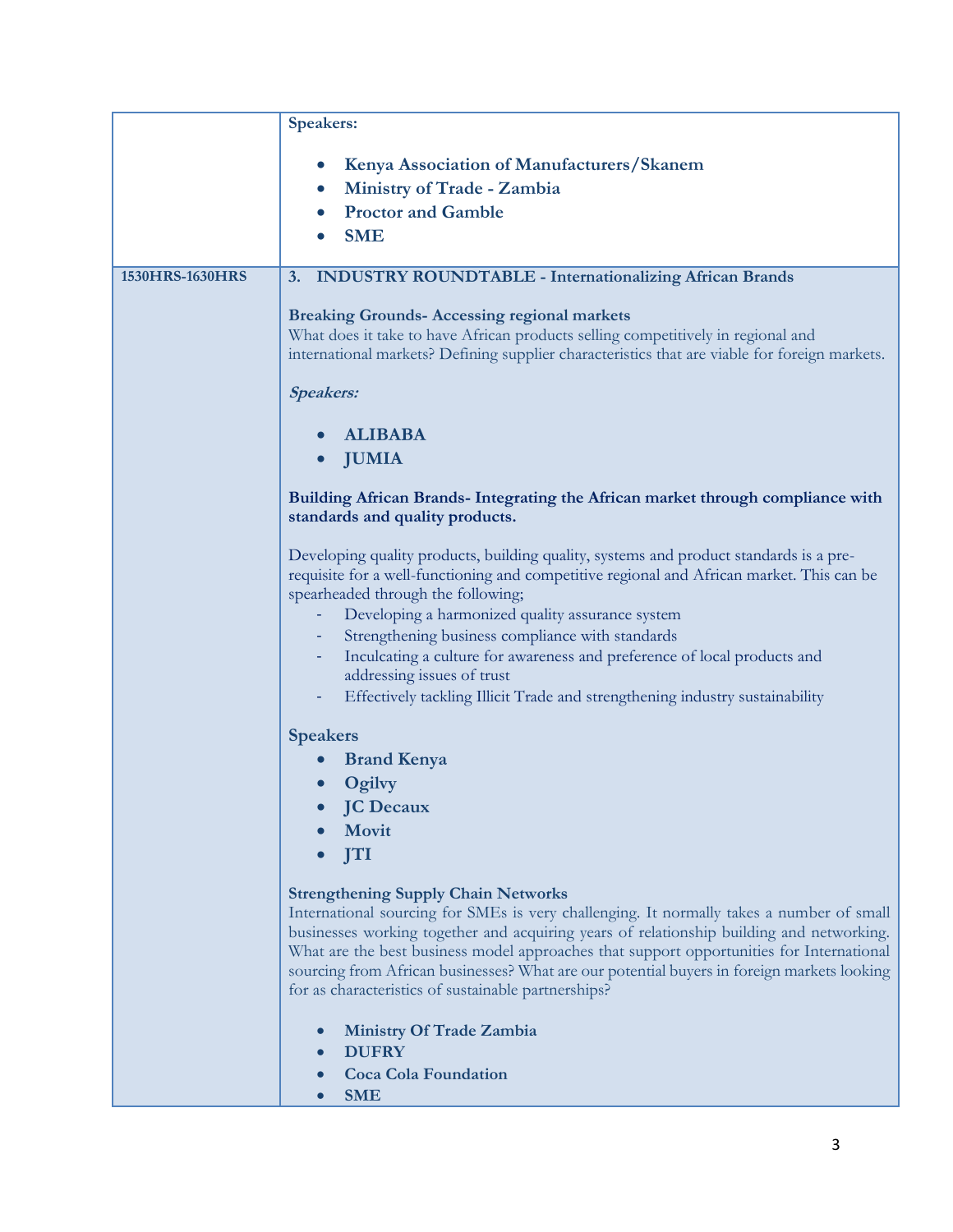| | |
|---|---|
| | **Speakers:**<br><br>• **Kenya Association of Manufacturers/Skanem**<br>• **Ministry of Trade - Zambia**<br>• **Proctor and Gamble**<br>• **SME** |
| **1530HRS-1630HRS** | **3. INDUSTRY ROUNDTABLE - Internationalizing African Brands**<br><br>**Breaking Grounds- Accessing regional markets**<br>What does it take to have African products selling competitively in regional and international markets? Defining supplier characteristics that are viable for foreign markets.<br><br>***Speakers:***<br><br>• **ALIBABA**<br>• **JUMIA**<br><br>**Building African Brands- Integrating the African market through compliance with standards and quality products.**<br><br>Developing quality products, building quality, systems and product standards is a pre-requisite for a well-functioning and competitive regional and African market. This can be spearheaded through the following;<br>- Developing a harmonized quality assurance system<br>- Strengthening business compliance with standards<br>- Inculcating a culture for awareness and preference of local products and addressing issues of trust<br>- Effectively tackling Illicit Trade and strengthening industry sustainability<br><br>**Speakers**<br>• **Brand Kenya**<br>• **Ogilvy**<br>• **JC Decaux**<br>• **Movit**<br>• **JTI**<br><br>**Strengthening Supply Chain Networks**<br>International sourcing for SMEs is very challenging. It normally takes a number of small businesses working together and acquiring years of relationship building and networking. What are the best business model approaches that support opportunities for International sourcing from African businesses? What are our potential buyers in foreign markets looking for as characteristics of sustainable partnerships?<br><br>• **Ministry Of Trade Zambia**<br>• **DUFRY**<br>• **Coca Cola Foundation**<br>• **SME** |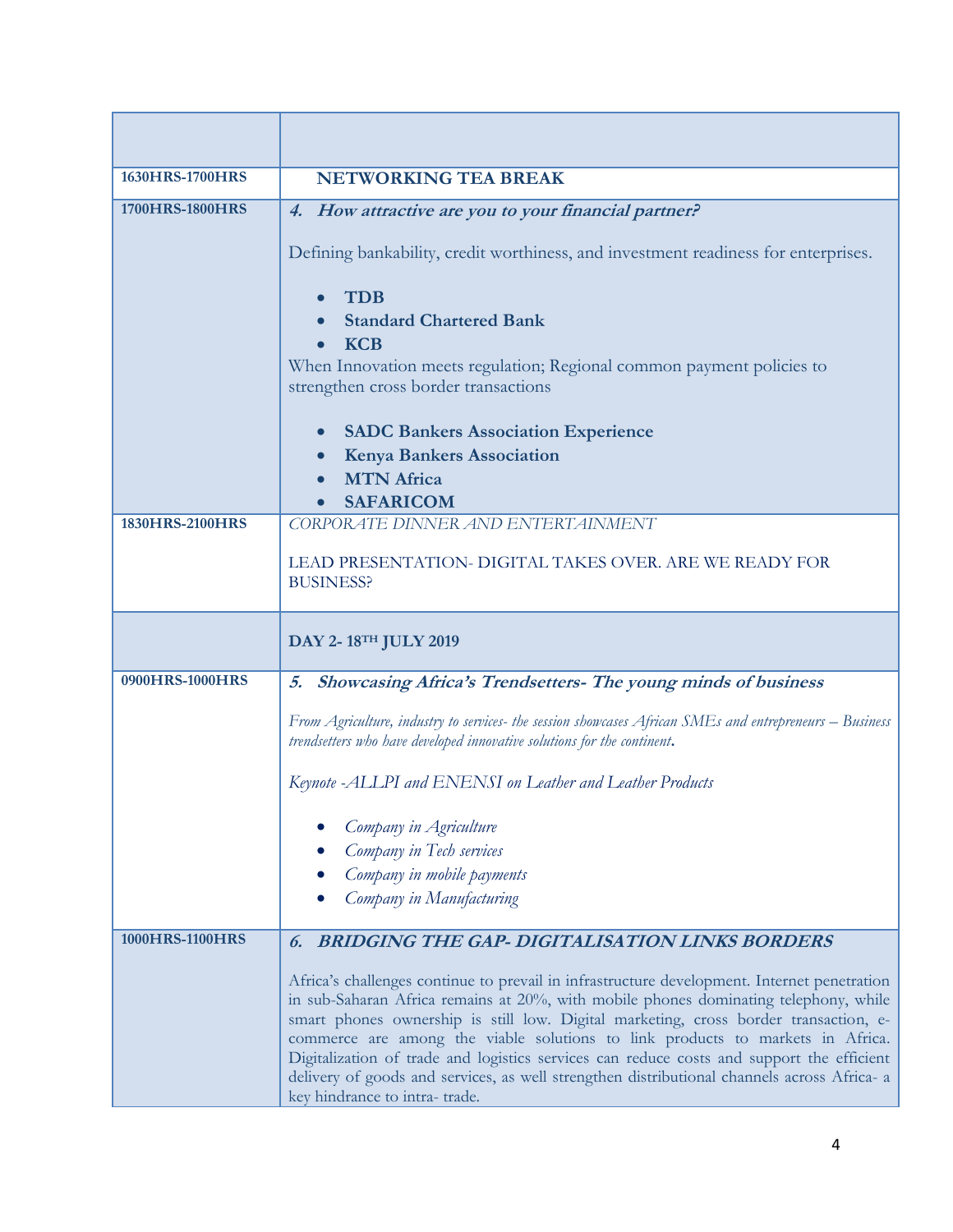| | |
|---|---|
| **1630HRS-1700HRS** | **NETWORKING TEA BREAK** |
| **1700HRS-1800HRS** | ***4. How attractive are you to your financial partner?***<br><br>Defining bankability, credit worthiness, and investment readiness for enterprises.<br><br>• **TDB**<br>• **Standard Chartered Bank**<br>• **KCB**<br>When Innovation meets regulation; Regional common payment policies to strengthen cross border transactions<br><br>• **SADC Bankers Association Experience**<br>• **Kenya Bankers Association**<br>• **MTN Africa**<br>• **SAFARICOM** |
| **1830HRS-2100HRS** | *CORPORATE DINNER AND ENTERTAINMENT*<br><br>LEAD PRESENTATION- DIGITAL TAKES OVER. ARE WE READY FOR BUSINESS? |
| | **DAY 2- 18TH JULY 2019** |
| **0900HRS-1000HRS** | ***5. Showcasing Africa's Trendsetters- The young minds of business***<br><br>*From Agriculture, industry to services- the session showcases African SMEs and entrepreneurs – Business trendsetters who have developed innovative solutions for the continent.*<br><br>*Keynote -ALLPI and ENENSI on Leather and Leather Products*<br><br>• *Company in Agriculture*<br>• *Company in Tech services*<br>• *Company in mobile payments*<br>• *Company in Manufacturing* |
| **1000HRS-1100HRS** | ***6. BRIDGING THE GAP- DIGITALISATION LINKS BORDERS***<br><br>Africa's challenges continue to prevail in infrastructure development. Internet penetration in sub-Saharan Africa remains at 20%, with mobile phones dominating telephony, while smart phones ownership is still low. Digital marketing, cross border transaction, e-commerce are among the viable solutions to link products to markets in Africa. Digitalization of trade and logistics services can reduce costs and support the efficient delivery of goods and services, as well strengthen distributional channels across Africa- a key hindrance to intra- trade. |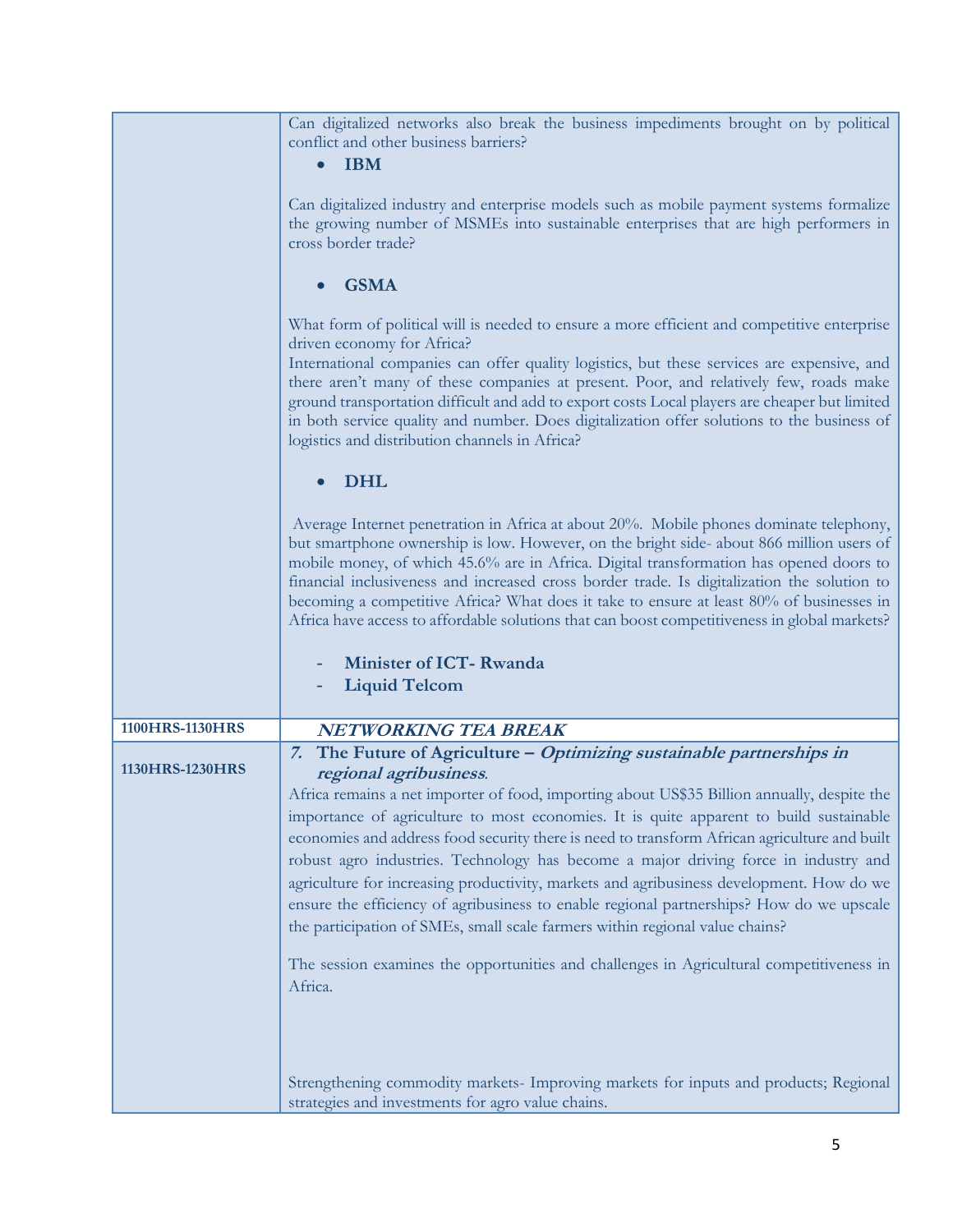| | |
|---|---|
| | Can digitalized networks also break the business impediments brought on by political conflict and other business barriers?<br><br>• **IBM**<br><br>Can digitalized industry and enterprise models such as mobile payment systems formalize the growing number of MSMEs into sustainable enterprises that are high performers in cross border trade?<br><br>• **GSMA**<br><br>What form of political will is needed to ensure a more efficient and competitive enterprise driven economy for Africa?<br>International companies can offer quality logistics, but these services are expensive, and there aren't many of these companies at present. Poor, and relatively few, roads make ground transportation difficult and add to export costs Local players are cheaper but limited in both service quality and number. Does digitalization offer solutions to the business of logistics and distribution channels in Africa?<br><br>• **DHL**<br><br>Average Internet penetration in Africa at about 20%. Mobile phones dominate telephony, but smartphone ownership is low. However, on the bright side- about 866 million users of mobile money, of which 45.6% are in Africa. Digital transformation has opened doors to financial inclusiveness and increased cross border trade. Is digitalization the solution to becoming a competitive Africa? What does it take to ensure at least 80% of businesses in Africa have access to affordable solutions that can boost competitiveness in global markets?<br><br>- **Minister of ICT- Rwanda**<br>- **Liquid Telcom** |
| **1100HRS-1130HRS** | ***NETWORKING TEA BREAK*** |
| **1130HRS-1230HRS** | 7. **The Future of Agriculture – *Optimizing sustainable partnerships in regional agribusiness*.**<br>Africa remains a net importer of food, importing about US$35 Billion annually, despite the importance of agriculture to most economies. It is quite apparent to build sustainable economies and address food security there is need to transform African agriculture and built robust agro industries. Technology has become a major driving force in industry and agriculture for increasing productivity, markets and agribusiness development. How do we ensure the efficiency of agribusiness to enable regional partnerships? How do we upscale the participation of SMEs, small scale farmers within regional value chains?<br><br>The session examines the opportunities and challenges in Agricultural competitiveness in Africa.<br><br>Strengthening commodity markets- Improving markets for inputs and products; Regional strategies and investments for agro value chains. |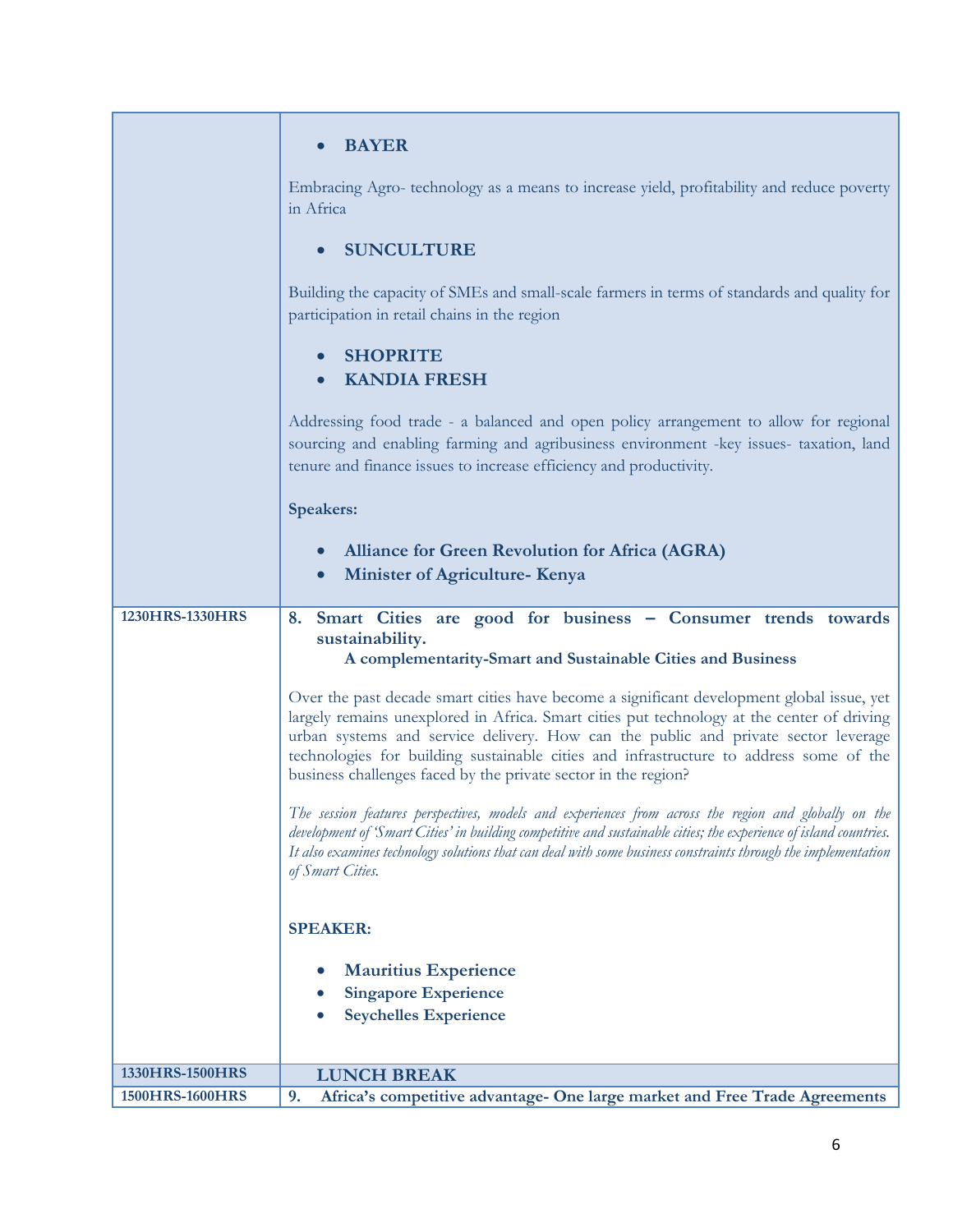| | |
|---|---|
| | • **BAYER**<br><br>Embracing Agro- technology as a means to increase yield, profitability and reduce poverty in Africa<br><br>• **SUNCULTURE**<br><br>Building the capacity of SMEs and small-scale farmers in terms of standards and quality for participation in retail chains in the region<br><br>• **SHOPRITE**<br>• **KANDIA FRESH**<br><br>Addressing food trade - a balanced and open policy arrangement to allow for regional sourcing and enabling farming and agribusiness environment -key issues- taxation, land tenure and finance issues to increase efficiency and productivity.<br><br>**Speakers:**<br><br>• **Alliance for Green Revolution for Africa (AGRA)**<br>• **Minister of Agriculture- Kenya** |
| **1230HRS-1330HRS** | **8. Smart Cities are good for business – Consumer trends towards sustainability.**<br>**A complementarity-Smart and Sustainable Cities and Business**<br><br>Over the past decade smart cities have become a significant development global issue, yet largely remains unexplored in Africa. Smart cities put technology at the center of driving urban systems and service delivery. How can the public and private sector leverage technologies for building sustainable cities and infrastructure to address some of the business challenges faced by the private sector in the region?<br><br>*The session features perspectives, models and experiences from across the region and globally on the development of 'Smart Cities' in building competitive and sustainable cities; the experience of island countries. It also examines technology solutions that can deal with some business constraints through the implementation of Smart Cities.*<br><br>**SPEAKER:**<br><br>• **Mauritius Experience**<br>• **Singapore Experience**<br>• **Seychelles Experience** |
| **1330HRS-1500HRS** | **LUNCH BREAK** |
| **1500HRS-1600HRS** | **9. Africa's competitive advantage- One large market and Free Trade Agreements** |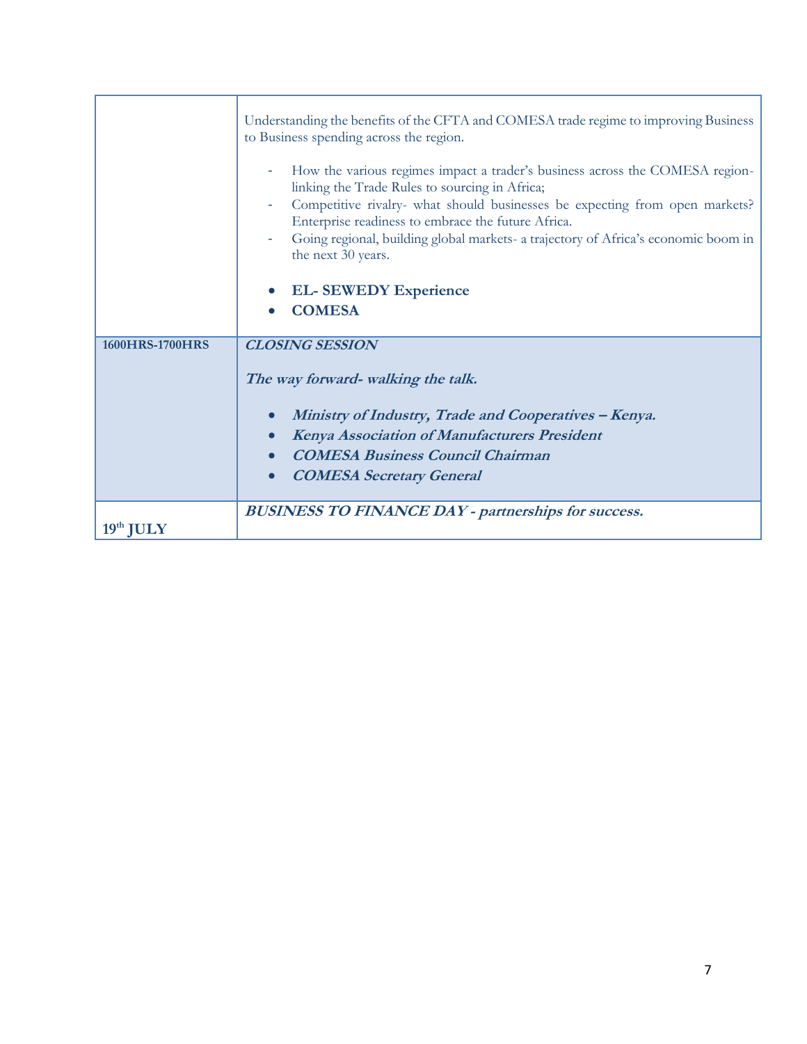| | |
|---|---|
| | Understanding the benefits of the CFTA and COMESA trade regime to improving Business to Business spending across the region.<br><br>- How the various regimes impact a trader's business across the COMESA region-linking the Trade Rules to sourcing in Africa;<br>- Competitive rivalry- what should businesses be expecting from open markets? Enterprise readiness to embrace the future Africa.<br>- Going regional, building global markets- a trajectory of Africa's economic boom in the next 30 years.<br><br>• **EL- SEWEDY Experience**<br>• **COMESA** |
| **1600HRS-1700HRS** | ***CLOSING SESSION***<br><br>***The way forward- walking the talk.***<br><br>• ***Ministry of Industry, Trade and Cooperatives – Kenya.***<br>• ***Kenya Association of Manufacturers President***<br>• ***COMESA Business Council Chairman***<br>• ***COMESA Secretary General*** |
| **19th JULY** | ***BUSINESS TO FINANCE DAY - partnerships for success.*** |